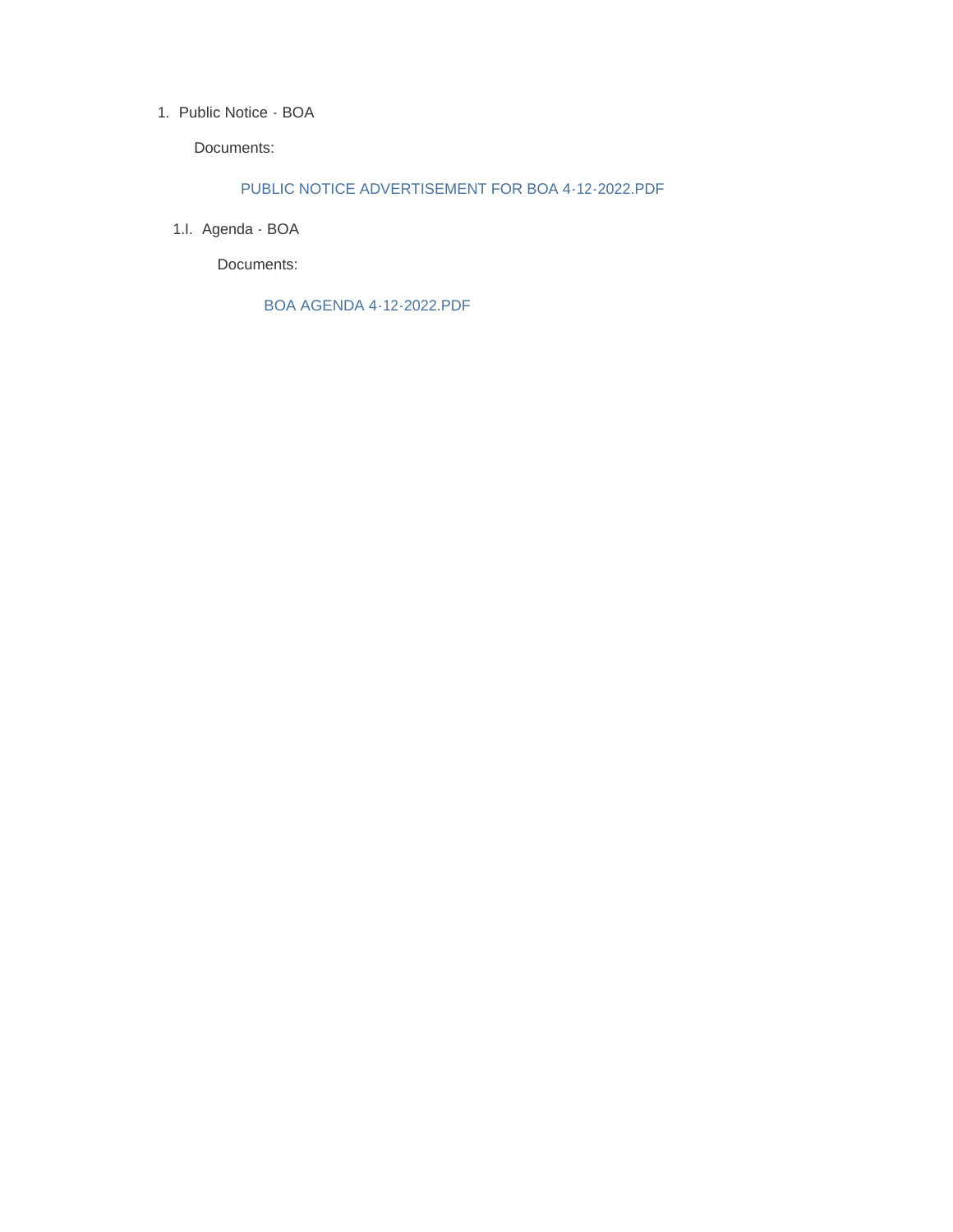1. Public Notice - BOA

   Documents:

   PUBLIC NOTICE ADVERTISEMENT FOR BOA 4-12-2022.PDF

   1.I. Agenda - BOA

   Documents:

   BOA AGENDA 4-12-2022.PDF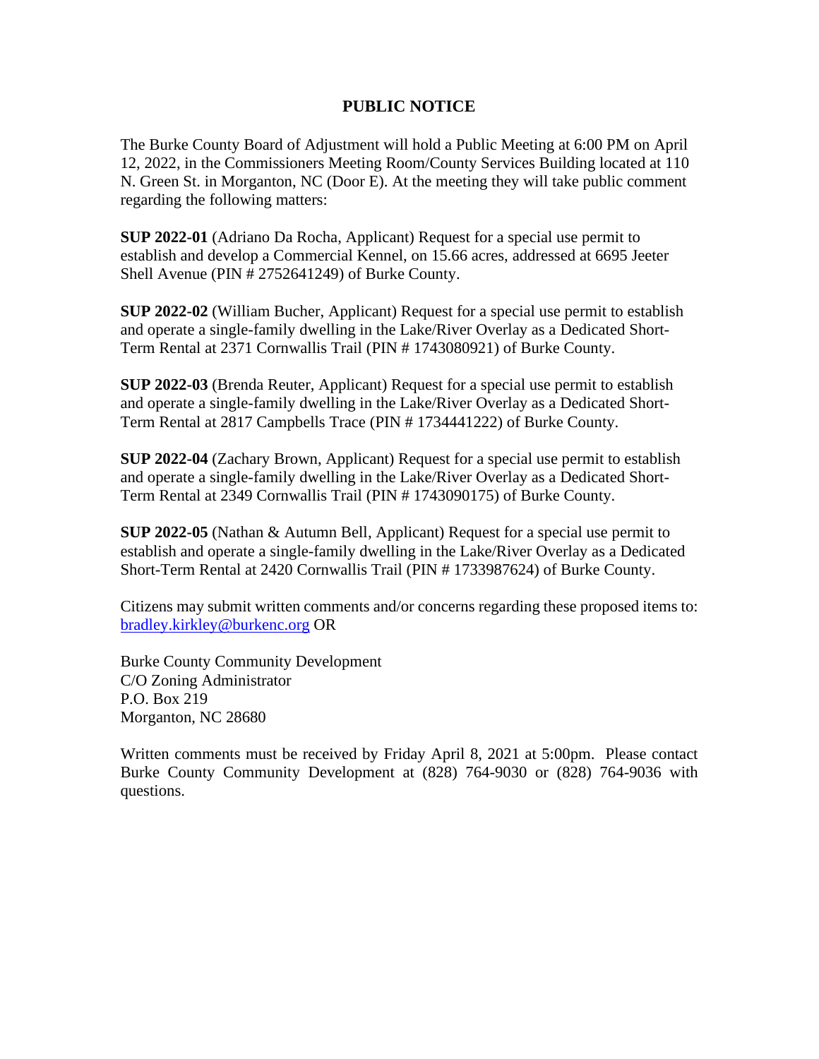# PUBLIC NOTICE

The Burke County Board of Adjustment will hold a Public Meeting at 6:00 PM on April 12, 2022, in the Commissioners Meeting Room/County Services Building located at 110 N. Green St. in Morganton, NC (Door E). At the meeting they will take public comment regarding the following matters:

**SUP 2022-01** (Adriano Da Rocha, Applicant) Request for a special use permit to establish and develop a Commercial Kennel, on 15.66 acres, addressed at 6695 Jeeter Shell Avenue (PIN # 2752641249) of Burke County.

**SUP 2022-02** (William Bucher, Applicant) Request for a special use permit to establish and operate a single-family dwelling in the Lake/River Overlay as a Dedicated Short-Term Rental at 2371 Cornwallis Trail (PIN # 1743080921) of Burke County.

**SUP 2022-03** (Brenda Reuter, Applicant) Request for a special use permit to establish and operate a single-family dwelling in the Lake/River Overlay as a Dedicated Short-Term Rental at 2817 Campbells Trace (PIN # 1734441222) of Burke County.

**SUP 2022-04** (Zachary Brown, Applicant) Request for a special use permit to establish and operate a single-family dwelling in the Lake/River Overlay as a Dedicated Short-Term Rental at 2349 Cornwallis Trail (PIN # 1743090175) of Burke County.

**SUP 2022-05** (Nathan & Autumn Bell, Applicant) Request for a special use permit to establish and operate a single-family dwelling in the Lake/River Overlay as a Dedicated Short-Term Rental at 2420 Cornwallis Trail (PIN # 1733987624) of Burke County.

Citizens may submit written comments and/or concerns regarding these proposed items to: bradley.kirkley@burkenc.org OR

Burke County Community Development
C/O Zoning Administrator
P.O. Box 219
Morganton, NC 28680

Written comments must be received by Friday April 8, 2021 at 5:00pm. Please contact Burke County Community Development at (828) 764-9030 or (828) 764-9036 with questions.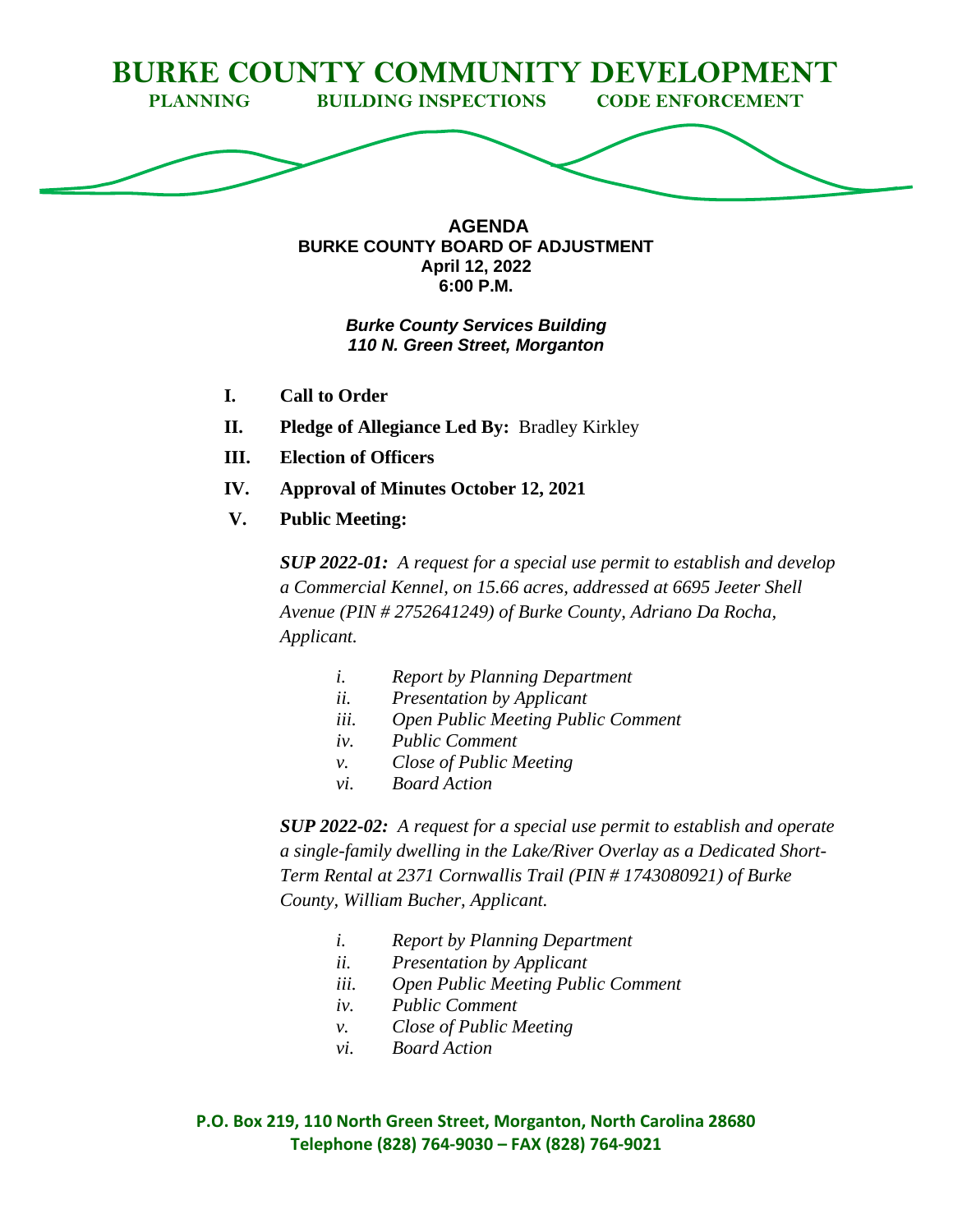# BURKE COUNTY COMMUNITY DEVELOPMENT

**PLANNING BUILDING INSPECTIONS CODE ENFORCEMENT**

**AGENDA**
**BURKE COUNTY BOARD OF ADJUSTMENT**
**April 12, 2022**
**6:00 P.M.**

***Burke County Services Building***
***110 N. Green Street, Morganton***

- **I. Call to Order**
- **II. Pledge of Allegiance Led By:** Bradley Kirkley
- **III. Election of Officers**
- **IV. Approval of Minutes October 12, 2021**
- **V. Public Meeting:**

***SUP 2022-01:*** *A request for a special use permit to establish and develop a Commercial Kennel, on 15.66 acres, addressed at 6695 Jeeter Shell Avenue (PIN # 2752641249) of Burke County, Adriano Da Rocha, Applicant.*

- *i. Report by Planning Department*
- *ii. Presentation by Applicant*
- *iii. Open Public Meeting Public Comment*
- *iv. Public Comment*
- *v. Close of Public Meeting*
- *vi. Board Action*

***SUP 2022-02:*** *A request for a special use permit to establish and operate a single-family dwelling in the Lake/River Overlay as a Dedicated Short-Term Rental at 2371 Cornwallis Trail (PIN # 1743080921) of Burke County, William Bucher, Applicant.*

- *i. Report by Planning Department*
- *ii. Presentation by Applicant*
- *iii. Open Public Meeting Public Comment*
- *iv. Public Comment*
- *v. Close of Public Meeting*
- *vi. Board Action*

**P.O. Box 219, 110 North Green Street, Morganton, North Carolina 28680**
**Telephone (828) 764-9030 – FAX (828) 764-9021**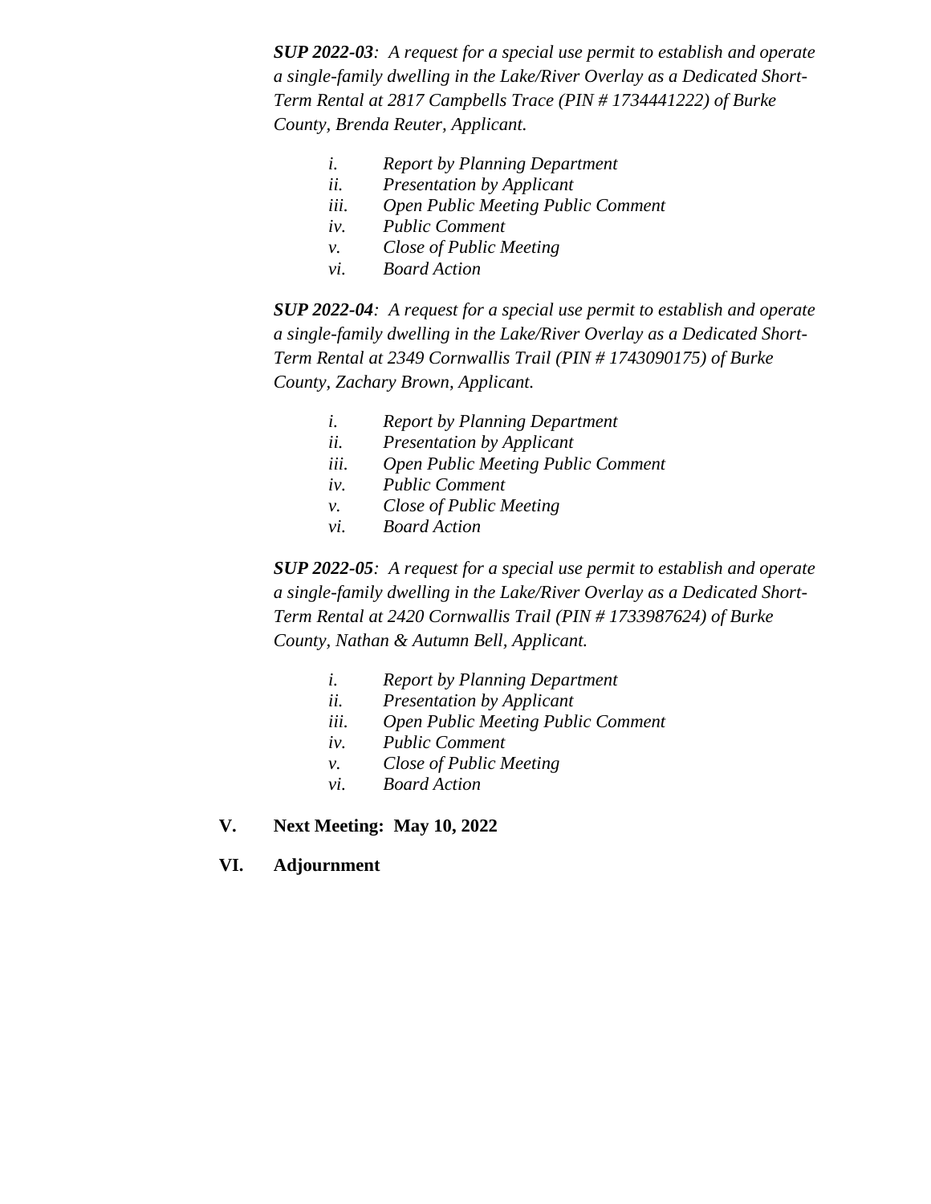***SUP 2022-03****: A request for a special use permit to establish and operate a single-family dwelling in the Lake/River Overlay as a Dedicated Short-Term Rental at 2817 Campbells Trace (PIN # 1734441222) of Burke County, Brenda Reuter, Applicant.*

- *i. Report by Planning Department*
- *ii. Presentation by Applicant*
- *iii. Open Public Meeting Public Comment*
- *iv. Public Comment*
- *v. Close of Public Meeting*
- *vi. Board Action*

***SUP 2022-04****: A request for a special use permit to establish and operate a single-family dwelling in the Lake/River Overlay as a Dedicated Short-Term Rental at 2349 Cornwallis Trail (PIN # 1743090175) of Burke County, Zachary Brown, Applicant.*

- *i. Report by Planning Department*
- *ii. Presentation by Applicant*
- *iii. Open Public Meeting Public Comment*
- *iv. Public Comment*
- *v. Close of Public Meeting*
- *vi. Board Action*

***SUP 2022-05****: A request for a special use permit to establish and operate a single-family dwelling in the Lake/River Overlay as a Dedicated Short-Term Rental at 2420 Cornwallis Trail (PIN # 1733987624) of Burke County, Nathan & Autumn Bell, Applicant.*

- *i. Report by Planning Department*
- *ii. Presentation by Applicant*
- *iii. Open Public Meeting Public Comment*
- *iv. Public Comment*
- *v. Close of Public Meeting*
- *vi. Board Action*

**V. Next Meeting: May 10, 2022**

**VI. Adjournment**